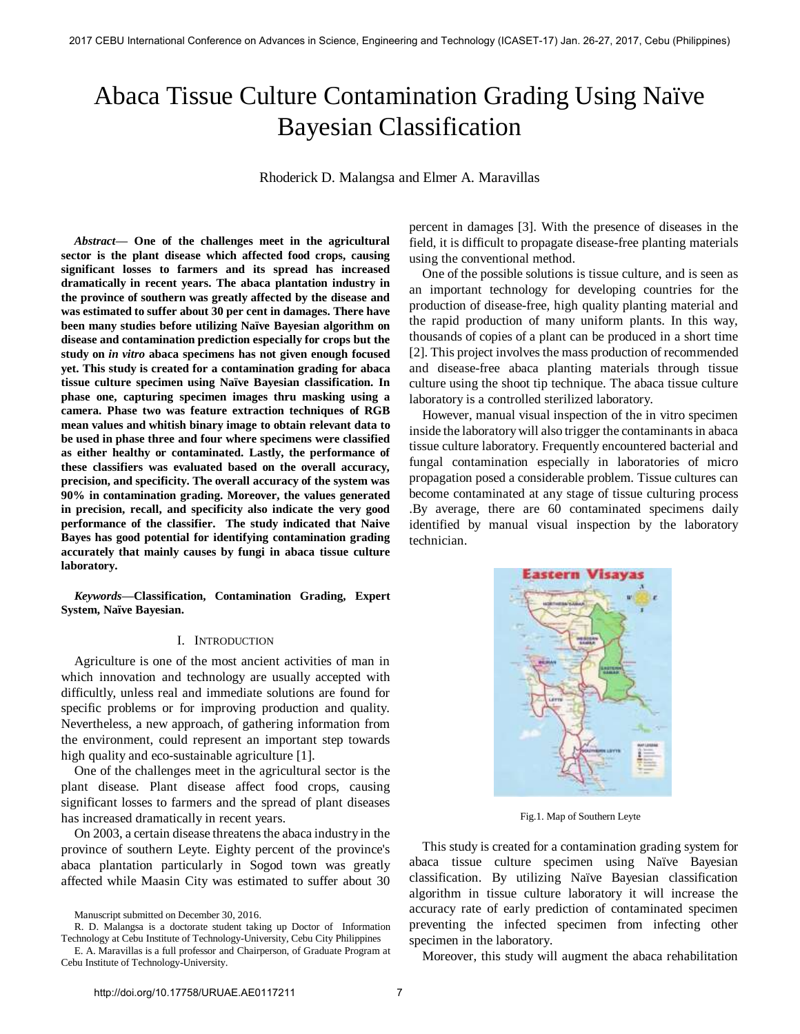# Abaca Tissue Culture Contamination Grading Using Naïve Bayesian Classification

Rhoderick D. Malangsa and Elmer A. Maravillas

***Abstract*— One of the challenges meet in the agricultural sector is the plant disease which affected food crops, causing significant losses to farmers and its spread has increased dramatically in recent years. The abaca plantation industry in the province of southern was greatly affected by the disease and was estimated to suffer about 30 per cent in damages. There have been many studies before utilizing Naïve Bayesian algorithm on disease and contamination prediction especially for crops but the study on *in vitro* abaca specimens has not given enough focused yet. This study is created for a contamination grading for abaca tissue culture specimen using Naïve Bayesian classification. In phase one, capturing specimen images thru masking using a camera. Phase two was feature extraction techniques of RGB mean values and whitish binary image to obtain relevant data to be used in phase three and four where specimens were classified as either healthy or contaminated. Lastly, the performance of these classifiers was evaluated based on the overall accuracy, precision, and specificity. The overall accuracy of the system was 90% in contamination grading. Moreover, the values generated in precision, recall, and specificity also indicate the very good performance of the classifier. The study indicated that Naive Bayes has good potential for identifying contamination grading accurately that mainly causes by fungi in abaca tissue culture laboratory.**

***Keywords*—Classification, Contamination Grading, Expert System, Naïve Bayesian.**

## I. Introduction

Agriculture is one of the most ancient activities of man in which innovation and technology are usually accepted with difficultly, unless real and immediate solutions are found for specific problems or for improving production and quality. Nevertheless, a new approach, of gathering information from the environment, could represent an important step towards high quality and eco-sustainable agriculture [1].

One of the challenges meet in the agricultural sector is the plant disease. Plant disease affect food crops, causing significant losses to farmers and the spread of plant diseases has increased dramatically in recent years.

On 2003, a certain disease threatens the abaca industry in the province of southern Leyte. Eighty percent of the province's abaca plantation particularly in Sogod town was greatly affected while Maasin City was estimated to suffer about 30 percent in damages [3]. With the presence of diseases in the field, it is difficult to propagate disease-free planting materials using the conventional method.

One of the possible solutions is tissue culture, and is seen as an important technology for developing countries for the production of disease-free, high quality planting material and the rapid production of many uniform plants. In this way, thousands of copies of a plant can be produced in a short time [2]. This project involves the mass production of recommended and disease-free abaca planting materials through tissue culture using the shoot tip technique. The abaca tissue culture laboratory is a controlled sterilized laboratory.

However, manual visual inspection of the in vitro specimen inside the laboratory will also trigger the contaminants in abaca tissue culture laboratory. Frequently encountered bacterial and fungal contamination especially in laboratories of micro propagation posed a considerable problem. Tissue cultures can become contaminated at any stage of tissue culturing process .By average, there are 60 contaminated specimens daily identified by manual visual inspection by the laboratory technician.

Fig.1. Map of Southern Leyte

This study is created for a contamination grading system for abaca tissue culture specimen using Naïve Bayesian classification. By utilizing Naïve Bayesian classification algorithm in tissue culture laboratory it will increase the accuracy rate of early prediction of contaminated specimen preventing the infected specimen from infecting other specimen in the laboratory.

Moreover, this study will augment the abaca rehabilitation

Manuscript submitted on December 30, 2016.

R. D. Malangsa is a doctorate student taking up Doctor of Information Technology at Cebu Institute of Technology-University, Cebu City Philippines

E. A. Maravillas is a full professor and Chairperson, of Graduate Program at Cebu Institute of Technology-University.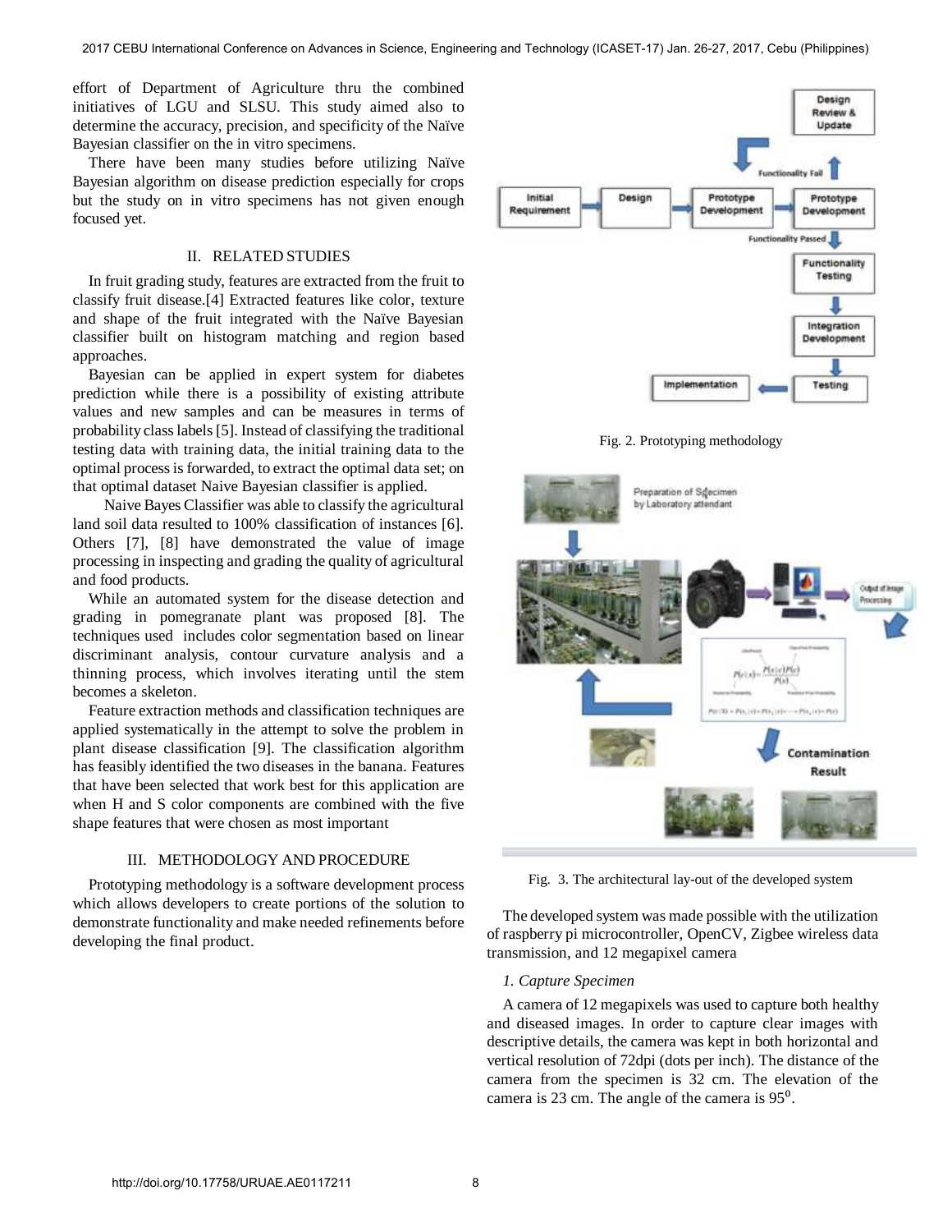effort of Department of Agriculture thru the combined initiatives of LGU and SLSU. This study aimed also to determine the accuracy, precision, and specificity of the Naïve Bayesian classifier on the in vitro specimens.

There have been many studies before utilizing Naïve Bayesian algorithm on disease prediction especially for crops but the study on in vitro specimens has not given enough focused yet.

## II. RELATED STUDIES

In fruit grading study, features are extracted from the fruit to classify fruit disease.[4] Extracted features like color, texture and shape of the fruit integrated with the Naïve Bayesian classifier built on histogram matching and region based approaches.

Bayesian can be applied in expert system for diabetes prediction while there is a possibility of existing attribute values and new samples and can be measures in terms of probability class labels [5]. Instead of classifying the traditional testing data with training data, the initial training data to the optimal process is forwarded, to extract the optimal data set; on that optimal dataset Naive Bayesian classifier is applied.

Naive Bayes Classifier was able to classify the agricultural land soil data resulted to 100% classification of instances [6]. Others [7], [8] have demonstrated the value of image processing in inspecting and grading the quality of agricultural and food products.

While an automated system for the disease detection and grading in pomegranate plant was proposed [8]. The techniques used includes color segmentation based on linear discriminant analysis, contour curvature analysis and a thinning process, which involves iterating until the stem becomes a skeleton.

Feature extraction methods and classification techniques are applied systematically in the attempt to solve the problem in plant disease classification [9]. The classification algorithm has feasibly identified the two diseases in the banana. Features that have been selected that work best for this application are when H and S color components are combined with the five shape features that were chosen as most important

## III. METHODOLOGY AND PROCEDURE

Prototyping methodology is a software development process which allows developers to create portions of the solution to demonstrate functionality and make needed refinements before developing the final product.

Fig. 2. Prototyping methodology

Fig. 3. The architectural lay-out of the developed system

The developed system was made possible with the utilization of raspberry pi microcontroller, OpenCV, Zigbee wireless data transmission, and 12 megapixel camera

### *1. Capture Specimen*

A camera of 12 megapixels was used to capture both healthy and diseased images. In order to capture clear images with descriptive details, the camera was kept in both horizontal and vertical resolution of 72dpi (dots per inch). The distance of the camera from the specimen is 32 cm. The elevation of the camera is 23 cm. The angle of the camera is $95^0$.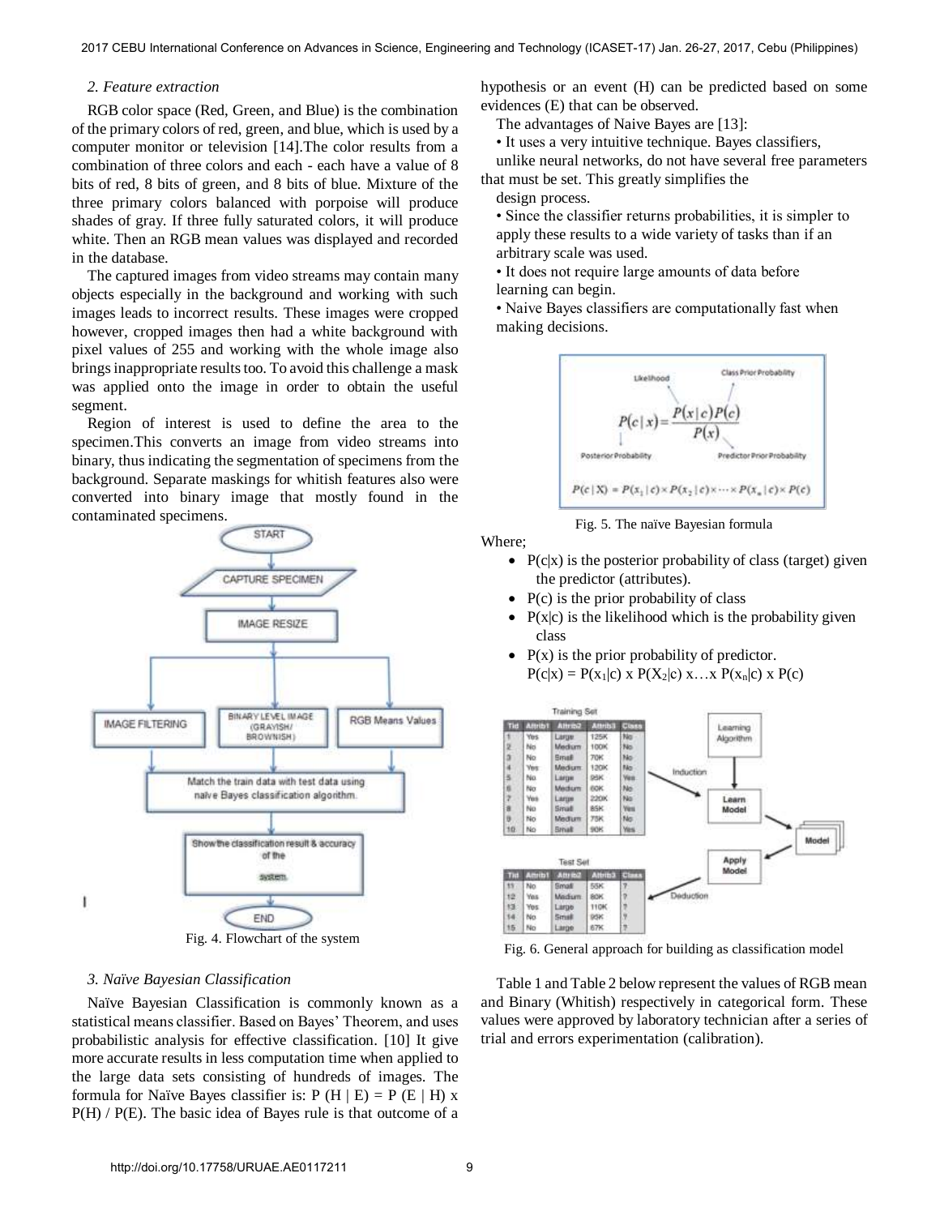*2. Feature extraction*

RGB color space (Red, Green, and Blue) is the combination of the primary colors of red, green, and blue, which is used by a computer monitor or television [14].The color results from a combination of three colors and each - each have a value of 8 bits of red, 8 bits of green, and 8 bits of blue. Mixture of the three primary colors balanced with porpoise will produce shades of gray. If three fully saturated colors, it will produce white. Then an RGB mean values was displayed and recorded in the database.

The captured images from video streams may contain many objects especially in the background and working with such images leads to incorrect results. These images were cropped however, cropped images then had a white background with pixel values of 255 and working with the whole image also brings inappropriate results too. To avoid this challenge a mask was applied onto the image in order to obtain the useful segment.

Region of interest is used to define the area to the specimen.This converts an image from video streams into binary, thus indicating the segmentation of specimens from the background. Separate maskings for whitish features also were converted into binary image that mostly found in the contaminated specimens.

Fig. 4. Flowchart of the system

*3. Naïve Bayesian Classification*

Naïve Bayesian Classification is commonly known as a statistical means classifier. Based on Bayes' Theorem, and uses probabilistic analysis for effective classification. [10] It give more accurate results in less computation time when applied to the large data sets consisting of hundreds of images. The formula for Naïve Bayes classifier is: $P(H \mid E) = P(E \mid H) \times P(H) / P(E)$. The basic idea of Bayes rule is that outcome of a hypothesis or an event (H) can be predicted based on some evidences (E) that can be observed.

The advantages of Naive Bayes are [13]:

- It uses a very intuitive technique. Bayes classifiers, unlike neural networks, do not have several free parameters that must be set. This greatly simplifies the design process.
- Since the classifier returns probabilities, it is simpler to apply these results to a wide variety of tasks than if an arbitrary scale was used.
- It does not require large amounts of data before learning can begin.
- Naive Bayes classifiers are computationally fast when making decisions.

$$P(c \mid x) = \frac{P(x \mid c)P(c)}{P(x)}$$

$$P(c \mid X) = P(x_1 \mid c) \times P(x_2 \mid c) \times \cdots \times P(x_n \mid c) \times P(c)$$

Fig. 5. The naïve Bayesian formula

Where;

- $P(c|x)$ is the posterior probability of class (target) given the predictor (attributes).
- $P(c)$ is the prior probability of class
- $P(x|c)$ is the likelihood which is the probability given class
- $P(x)$ is the prior probability of predictor.
  $P(c|x) = P(x_1|c) \times P(X_2|c) \times \ldots \times P(x_n|c) \times P(c)$

Fig. 6. General approach for building as classification model

Table 1 and Table 2 below represent the values of RGB mean and Binary (Whitish) respectively in categorical form. These values were approved by laboratory technician after a series of trial and errors experimentation (calibration).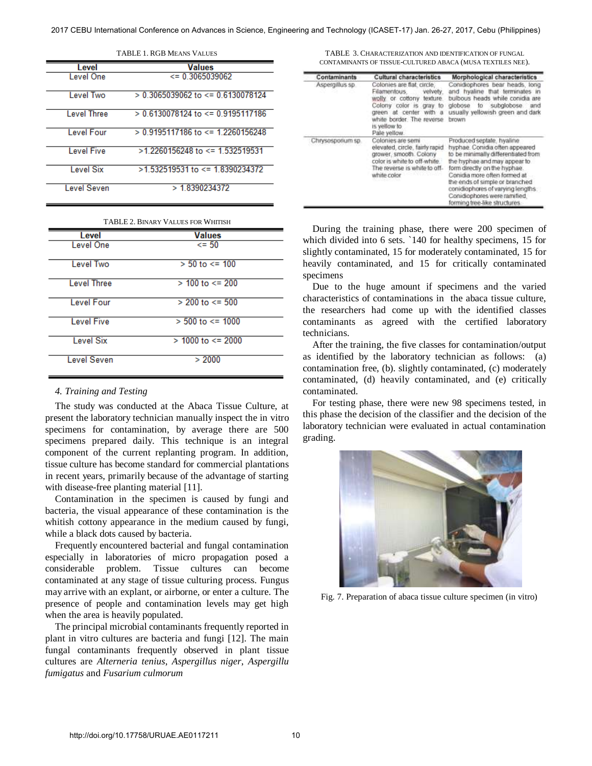TABLE 1. RGB MEANS VALUES

| Level | Values |
|---|---|
| Level One | <= 0.3065039062 |
| Level Two | > 0.3065039062 to <= 0.6130078124 |
| Level Three | > 0.6130078124 to <= 0.9195117186 |
| Level Four | > 0.9195117186 to <= 1.2260156248 |
| Level Five | >1.2260156248 to <= 1.532519531 |
| Level Six | >1.532519531 to <= 1.8390234372 |
| Level Seven | > 1.8390234372 |

TABLE 2. BINARY VALUES FOR WHITISH

| Level | Values |
|---|---|
| Level One | <= 50 |
| Level Two | > 50 to <= 100 |
| Level Three | > 100 to <= 200 |
| Level Four | > 200 to <= 500 |
| Level Five | > 500 to <= 1000 |
| Level Six | > 1000 to <= 2000 |
| Level Seven | > 2000 |

### 4. Training and Testing

The study was conducted at the Abaca Tissue Culture, at present the laboratory technician manually inspect the in vitro specimens for contamination, by average there are 500 specimens prepared daily. This technique is an integral component of the current replanting program. In addition, tissue culture has become standard for commercial plantations in recent years, primarily because of the advantage of starting with disease-free planting material [11].

Contamination in the specimen is caused by fungi and bacteria, the visual appearance of these contamination is the whitish cottony appearance in the medium caused by fungi, while a black dots caused by bacteria.

Frequently encountered bacterial and fungal contamination especially in laboratories of micro propagation posed a considerable problem. Tissue cultures can become contaminated at any stage of tissue culturing process. Fungus may arrive with an explant, or airborne, or enter a culture. The presence of people and contamination levels may get high when the area is heavily populated.

The principal microbial contaminants frequently reported in plant in vitro cultures are bacteria and fungi [12]. The main fungal contaminants frequently observed in plant tissue cultures are *Alterneria tenius*, *Aspergillus niger*, *Aspergillu fumigatus* and *Fusarium culmorum*

TABLE 3. CHARACTERIZATION AND IDENTIFICATION OF FUNGAL CONTAMINANTS OF TISSUE-CULTURED ABACA (MUSA TEXTILES NEE).

| Contaminants | Cultural characteristics | Morphological characteristics |
|---|---|---|
| Aspergillus sp. | Colonies are flat, circle, Filamentous, velvety, wolly or cottony texture. Colony color is gray to green at center with a white border. The reverse is yellow to Pale yellow. | Conidiophores bear heads, long and hyaline that terminates in bulbous heads while conidia are globose to subglobose and usually yellowish green and dark brown |
| Chrysosporium sp. | Colonies are semi elevated, circle, fairly rapid grower, smooth. Colony color is white to off-white. The reverse is white to off-white color | Produced septate, hyaline hyphae. Conidia often appeared to be minimally differentiated from the hyphae and may appear to form directly on the hyphae. Conidia more often formed at the ends of simple or branched conidiophores of varying lengths. Conidiophores were ramified, forming tree-like structures. |

During the training phase, there were 200 specimen of which divided into 6 sets. `140 for healthy specimens, 15 for slightly contaminated, 15 for moderately contaminated, 15 for heavily contaminated, and 15 for critically contaminated specimens

Due to the huge amount if specimens and the varied characteristics of contaminations in the abaca tissue culture, the researchers had come up with the identified classes contaminants as agreed with the certified laboratory technicians.

After the training, the five classes for contamination/output as identified by the laboratory technician as follows: (a) contamination free, (b). slightly contaminated, (c) moderately contaminated, (d) heavily contaminated, and (e) critically contaminated.

For testing phase, there were new 98 specimens tested, in this phase the decision of the classifier and the decision of the laboratory technician were evaluated in actual contamination grading.

Fig. 7. Preparation of abaca tissue culture specimen (in vitro)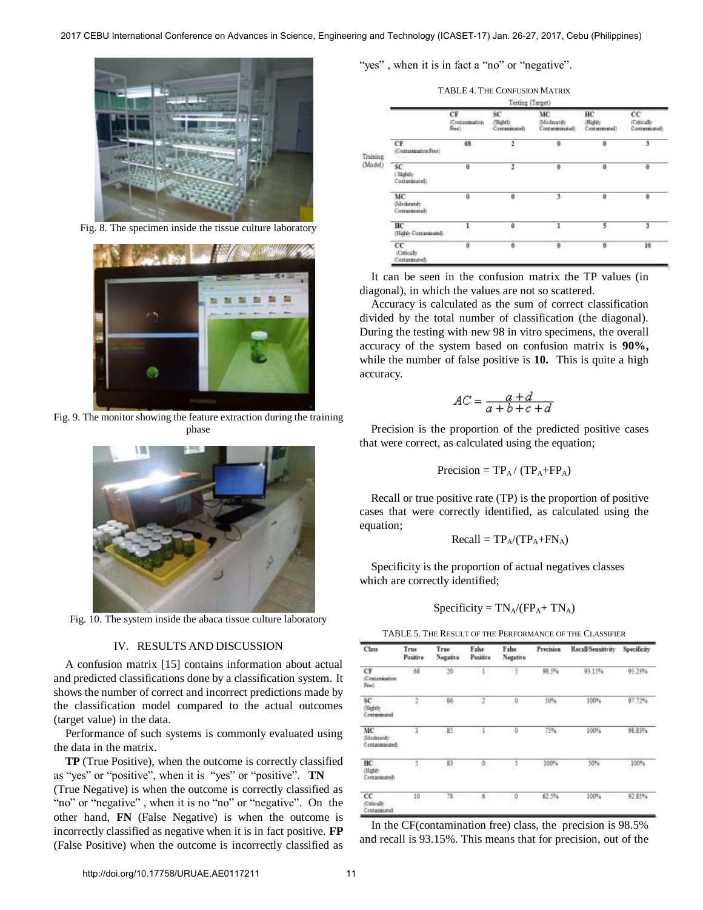Fig. 8. The specimen inside the tissue culture laboratory

Fig. 9. The monitor showing the feature extraction during the training phase

Fig. 10. The system inside the abaca tissue culture laboratory

## IV. RESULTS AND DISCUSSION

A confusion matrix [15] contains information about actual and predicted classifications done by a classification system. It shows the number of correct and incorrect predictions made by the classification model compared to the actual outcomes (target value) in the data.

Performance of such systems is commonly evaluated using the data in the matrix.

**TP** (True Positive), when the outcome is correctly classified as "yes" or "positive", when it is "yes" or "positive". **TN** (True Negative) is when the outcome is correctly classified as "no" or "negative", when it is no "no" or "negative". On the other hand, **FN** (False Negative) is when the outcome is incorrectly classified as negative when it is in fact positive. **FP** (False Positive) when the outcome is incorrectly classified as "yes", when it is in fact a "no" or "negative".

TABLE 4. THE CONFUSION MATRIX

| | | Testing (Target) | | | | |
|---|---|---|---|---|---|---|
| | | CF (Contamination Free) | SC (Slightly Contaminated) | MC (Moderately Contaminated) | HC (Highly Contaminated) | CC (Critically Contaminated) |
| Training (Model) | CF (Contamination Free) | 68 | 2 | 0 | 0 | 3 |
| | SC (Slightly Contaminated) | 0 | 2 | 0 | 0 | 0 |
| | MC (Moderately Contaminated) | 0 | 0 | 3 | 0 | 0 |
| | HC (Highly Contaminated) | 1 | 0 | 1 | 5 | 3 |
| | CC (Critically Contaminated) | 0 | 0 | 0 | 0 | 10 |

It can be seen in the confusion matrix the TP values (in diagonal), in which the values are not so scattered.

Accuracy is calculated as the sum of correct classification divided by the total number of classification (the diagonal). During the testing with new 98 in vitro specimens, the overall accuracy of the system based on confusion matrix is **90%,** while the number of false positive is **10.** This is quite a high accuracy.

$$AC = \frac{a+d}{a+b+c+d}$$

Precision is the proportion of the predicted positive cases that were correct, as calculated using the equation;

$$\text{Precision} = TP_A / (TP_A + FP_A)$$

Recall or true positive rate (TP) is the proportion of positive cases that were correctly identified, as calculated using the equation;

$$\text{Recall} = TP_A / (TP_A + FN_A)$$

Specificity is the proportion of actual negatives classes which are correctly identified;

$$\text{Specificity} = TN_A / (FP_A + TN_A)$$

TABLE 5. THE RESULT OF THE PERFORMANCE OF THE CLASSIFIER

| Class | True Positive | True Negative | False Positive | False Negative | Precision | Recall/Sensitivity | Specificity |
|---|---|---|---|---|---|---|---|
| CF (Contamination Free) | 68 | 20 | 1 | 5 | 98.5% | 93.15% | 95.23% |
| SC (Slightly Contaminated | 2 | 86 | 2 | 0 | 50% | 100% | 97.72% |
| MC (Moderately Contaminated) | 3 | 85 | 1 | 0 | 75% | 100% | 98.83% |
| HC (Highly Contaminated) | 5 | 83 | 0 | 5 | 100% | 50% | 100% |
| CC (Critically Contaminated | 10 | 78 | 6 | 0 | 62.5% | 100% | 92.85% |

In the CF(contamination free) class, the precision is 98.5% and recall is 93.15%. This means that for precision, out of the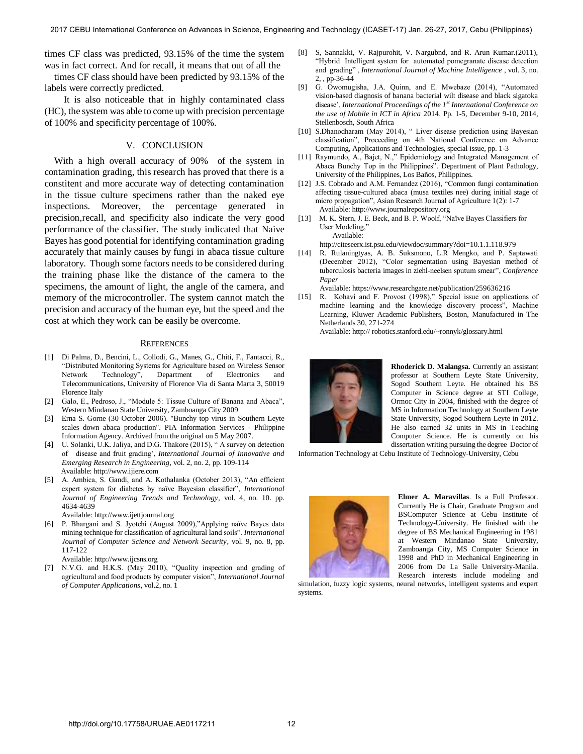times CF class was predicted, 93.15% of the time the system was in fact correct. And for recall, it means that out of all the times CF class should have been predicted by 93.15% of the labels were correctly predicted.

It is also noticeable that in highly contaminated class (HC), the system was able to come up with precision percentage of 100% and specificity percentage of 100%.

## V. CONCLUSION

With a high overall accuracy of 90% of the system in contamination grading, this research has proved that there is a constitent and more accurate way of detecting contamination in the tissue culture specimens rather than the naked eye inspections. Moreover, the percentage generated in precision,recall, and specificity also indicate the very good performance of the classifier. The study indicated that Naive Bayes has good potential for identifying contamination grading accurately that mainly causes by fungi in abaca tissue culture laboratory. Though some factors needs to be considered during the training phase like the distance of the camera to the specimens, the amount of light, the angle of the camera, and memory of the microcontroller. The system cannot match the precision and accuracy of the human eye, but the speed and the cost at which they work can be easily be overcome.

## REFERENCES

[1] Di Palma, D., Bencini, L., Collodi, G., Manes, G., Chiti, F., Fantacci, R., "Distributed Monitoring Systems for Agriculture based on Wireless Sensor Network Technology", Department of Electronics and Telecommunications, University of Florence Via di Santa Marta 3, 50019 Florence Italy

[2] Galo, E., Pedroso, J., "Module 5: Tissue Culture of Banana and Abaca", Western Mindanao State University, Zamboanga City 2009

[3] Erna S. Gorne (30 October 2006). "Bunchy top virus in Southern Leyte scales down abaca production". PIA Information Services - Philippine Information Agency. Archived from the original on 5 May 2007.

[4] U. Solanki, U.K. Jaliya, and D.G. Thakore (2015), " A survey on detection of disease and fruit grading', *International Journal of Innovative and Emerging Research in Engineering*, vol. 2, no. 2, pp. 109-114
Available: http://www.ijiere.com

[5] A. Ambica, S. Gandi, and A. Kothalanka (October 2013), "An efficient expert system for diabetes by naïve Bayesian classifier", *International Journal of Engineering Trends and Technology*, vol. 4, no. 10. pp. 4634-4639
Available: http://www.ijettjournal.org

[6] P. Bhargani and S. Jyotchi (August 2009),"Applying naïve Bayes data mining technique for classification of agricultural land soils". *International Journal of Computer Science and Network Security*, vol. 9, no. 8, pp. 117-122
Available: http://www.ijcsns.org

[7] N.V.G. and H.K.S. (May 2010), "Quality inspection and grading of agricultural and food products by computer vision", *International Journal of Computer Applications*, vol.2, no. 1

[8] S, Sannakki, V. Rajpurohit, V. Nargubnd, and R. Arun Kumar.(2011), "Hybrid Intelligent system for automated pomegranate disease detection and grading" , *International Journal of Machine Intelligence* , vol. 3, no. 2, , pp-36-44

[9] G. Owomugisha, J.A. Quinn, and E. Mwebaze (2014), "Automated vision-based diagnosis of banana bacterial wilt disease and black sigatoka disease', *International Proceedings of the 1st International Conference on the use of Mobile in ICT in Africa* 2014. Pp. 1-5, December 9-10, 2014, Stellenbosch, South Africa

[10] S.Dhanodharam (May 2014), " Liver disease prediction using Bayesian classification", Proceeding on 4th National Conference on Advance Computing, Applications and Technologies, special issue, pp. 1-3

[11] Raymundo, A., Bajet, N.," Epidemiology and Integrated Management of Abaca Bunchy Top in the Philippines". Department of Plant Pathology, University of the Philippines, Los Baños, Philippines.

[12] J.S. Cobrado and A.M. Fernandez (2016), "Common fungi contamination affecting tissue-cultured abaca (musa textiles nee) during initial stage of micro propagation", Asian Research Journal of Agriculture 1(2): 1-7
Available: http://www.journalrepository.org

[13] M. K. Stern, J. E. Beck, and B. P. Woolf, "Naïve Bayes Classifiers for User Modeling,"
Available:
http://citeseerx.ist.psu.edu/viewdoc/summary?doi=10.1.1.118.979

[14] R. Rulaningtyas, A. B. Suksmono, L.R Mengko, and P. Saptawati (December 2012), "Color segmentation using Bayesian method of tuberculosis bacteria images in ziehl-neelsen sputum smear", *Conference Paper*
Available: https://www.researchgate.net/publication/259636216

[15] R. Kohavi and F. Provost (1998)," Special issue on applications of machine learning and the knowledge discovery process", Machine Learning, Kluwer Academic Publishers, Boston, Manufactured in The Netherlands 30, 271-274
Available: http:// robotics.stanford.edu/~ronnyk/glossary.html

**Rhoderick D. Malangsa.** Currently an assistant professor at Southern Leyte State University, Sogod Southern Leyte. He obtained his BS Computer in Science degree at STI College, Ormoc City in 2004, finished with the degree of MS in Information Technology at Southern Leyte State University, Sogod Southern Leyte in 2012. He also earned 32 units in MS in Teaching Computer Science. He is currently on his dissertation writing pursuing the degree Doctor of Information Technology at Cebu Institute of Technology-University, Cebu

**Elmer A. Maravillas**. Is a Full Professor. Currently He is Chair, Graduate Program and BSComputer Science at Cebu Institute of Technology-University. He finished with the degree of BS Mechanical Engineering in 1981 at Western Mindanao State University, Zamboanga City, MS Computer Science in 1998 and PhD in Mechanical Engineering in 2006 from De La Salle University-Manila. Research interests include modeling and simulation, fuzzy logic systems, neural networks, intelligent systems and expert systems.